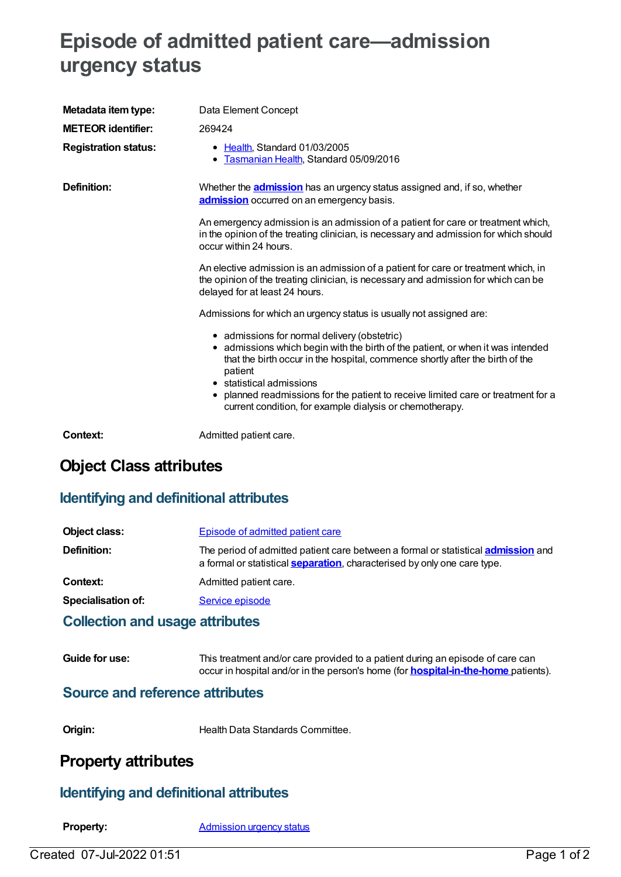# Episode of admitted patient care—admission urgency status

| | |
|---|---|
| **Metadata item type:** | Data Element Concept |
| **METEOR identifier:** | 269424 |
| **Registration status:** | • Health, Standard 01/03/2005<br>• Tasmanian Health, Standard 05/09/2016 |

**Definition:**

Whether the **admission** has an urgency status assigned and, if so, whether **admission** occurred on an emergency basis.

An emergency admission is an admission of a patient for care or treatment which, in the opinion of the treating clinician, is necessary and admission for which should occur within 24 hours.

An elective admission is an admission of a patient for care or treatment which, in the opinion of the treating clinician, is necessary and admission for which can be delayed for at least 24 hours.

Admissions for which an urgency status is usually not assigned are:

- admissions for normal delivery (obstetric)
- admissions which begin with the birth of the patient, or when it was intended that the birth occur in the hospital, commence shortly after the birth of the patient
- statistical admissions
- planned readmissions for the patient to receive limited care or treatment for a current condition, for example dialysis or chemotherapy.

**Context:** Admitted patient care.

## Object Class attributes

### Identifying and definitional attributes

| | |
|---|---|
| **Object class:** | Episode of admitted patient care |
| **Definition:** | The period of admitted patient care between a formal or statistical **admission** and a formal or statistical **separation**, characterised by only one care type. |
| **Context:** | Admitted patient care. |
| **Specialisation of:** | Service episode |

### Collection and usage attributes

**Guide for use:** This treatment and/or care provided to a patient during an episode of care can occur in hospital and/or in the person's home (for **hospital-in-the-home** patients).

### Source and reference attributes

**Origin:** Health Data Standards Committee.

## Property attributes

### Identifying and definitional attributes

**Property:** Admission urgency status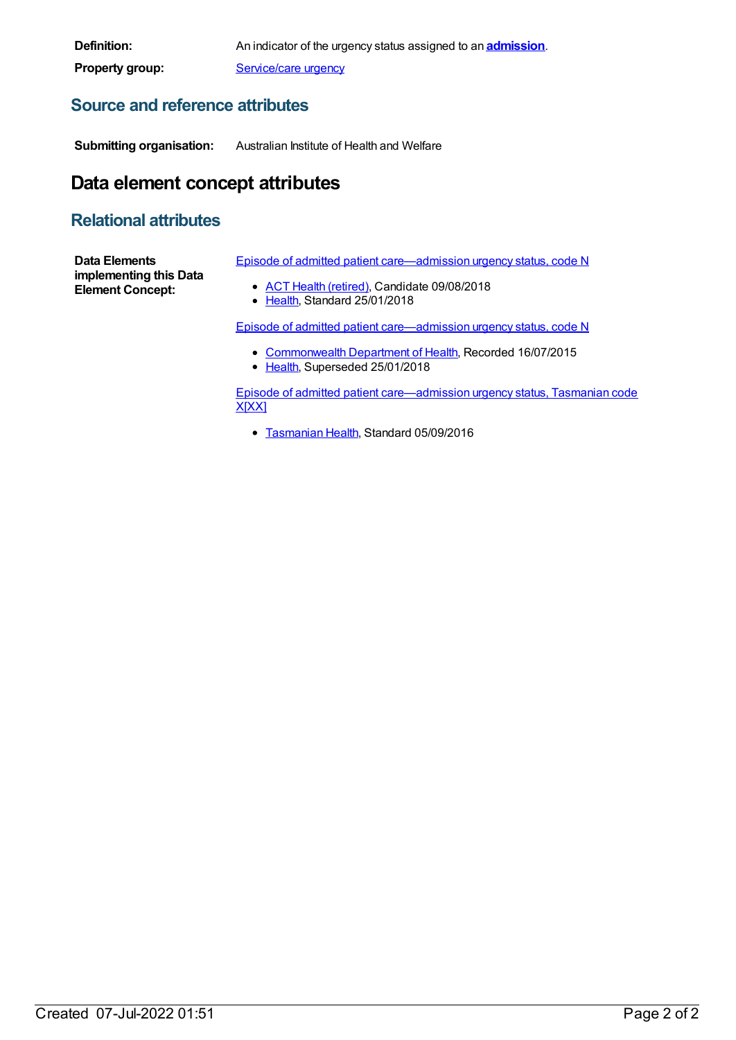**Definition:** An indicator of the urgency status assigned to an **admission**.

**Property group:** Service/care urgency

## Source and reference attributes

**Submitting organisation:** Australian Institute of Health and Welfare

# Data element concept attributes

## Relational attributes

**Data Elements implementing this Data Element Concept:**

Episode of admitted patient care—admission urgency status, code N

- ACT Health (retired), Candidate 09/08/2018
- Health, Standard 25/01/2018

Episode of admitted patient care—admission urgency status, code N

- Commonwealth Department of Health, Recorded 16/07/2015
- Health, Superseded 25/01/2018

Episode of admitted patient care—admission urgency status, Tasmanian code X[XX]

- Tasmanian Health, Standard 05/09/2016